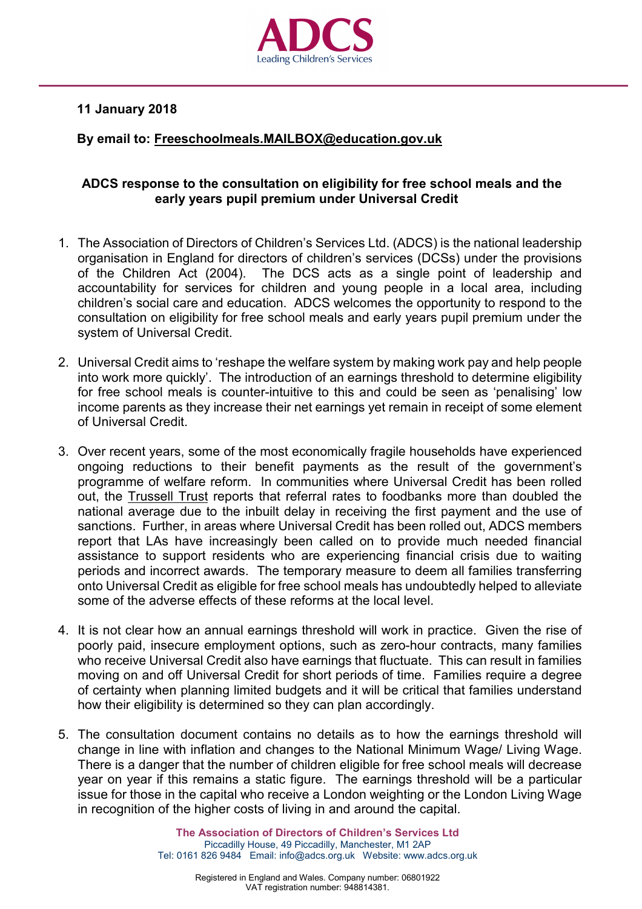**ADCS**
Leading Children's Services

**11 January 2018**

**By email to: Freeschoolmeals.MAILBOX@education.gov.uk**

**ADCS response to the consultation on eligibility for free school meals and the early years pupil premium under Universal Credit**

1. The Association of Directors of Children's Services Ltd. (ADCS) is the national leadership organisation in England for directors of children's services (DCSs) under the provisions of the Children Act (2004). The DCS acts as a single point of leadership and accountability for services for children and young people in a local area, including children's social care and education. ADCS welcomes the opportunity to respond to the consultation on eligibility for free school meals and early years pupil premium under the system of Universal Credit.

2. Universal Credit aims to 'reshape the welfare system by making work pay and help people into work more quickly'. The introduction of an earnings threshold to determine eligibility for free school meals is counter-intuitive to this and could be seen as 'penalising' low income parents as they increase their net earnings yet remain in receipt of some element of Universal Credit.

3. Over recent years, some of the most economically fragile households have experienced ongoing reductions to their benefit payments as the result of the government's programme of welfare reform. In communities where Universal Credit has been rolled out, the Trussell Trust reports that referral rates to foodbanks more than doubled the national average due to the inbuilt delay in receiving the first payment and the use of sanctions. Further, in areas where Universal Credit has been rolled out, ADCS members report that LAs have increasingly been called on to provide much needed financial assistance to support residents who are experiencing financial crisis due to waiting periods and incorrect awards. The temporary measure to deem all families transferring onto Universal Credit as eligible for free school meals has undoubtedly helped to alleviate some of the adverse effects of these reforms at the local level.

4. It is not clear how an annual earnings threshold will work in practice. Given the rise of poorly paid, insecure employment options, such as zero-hour contracts, many families who receive Universal Credit also have earnings that fluctuate. This can result in families moving on and off Universal Credit for short periods of time. Families require a degree of certainty when planning limited budgets and it will be critical that families understand how their eligibility is determined so they can plan accordingly.

5. The consultation document contains no details as to how the earnings threshold will change in line with inflation and changes to the National Minimum Wage/ Living Wage. There is a danger that the number of children eligible for free school meals will decrease year on year if this remains a static figure. The earnings threshold will be a particular issue for those in the capital who receive a London weighting or the London Living Wage in recognition of the higher costs of living in and around the capital.

**The Association of Directors of Children's Services Ltd**
Piccadilly House, 49 Piccadilly, Manchester, M1 2AP
Tel: 0161 826 9484 Email: info@adcs.org.uk Website: www.adcs.org.uk

Registered in England and Wales. Company number: 06801922
VAT registration number: 948814381.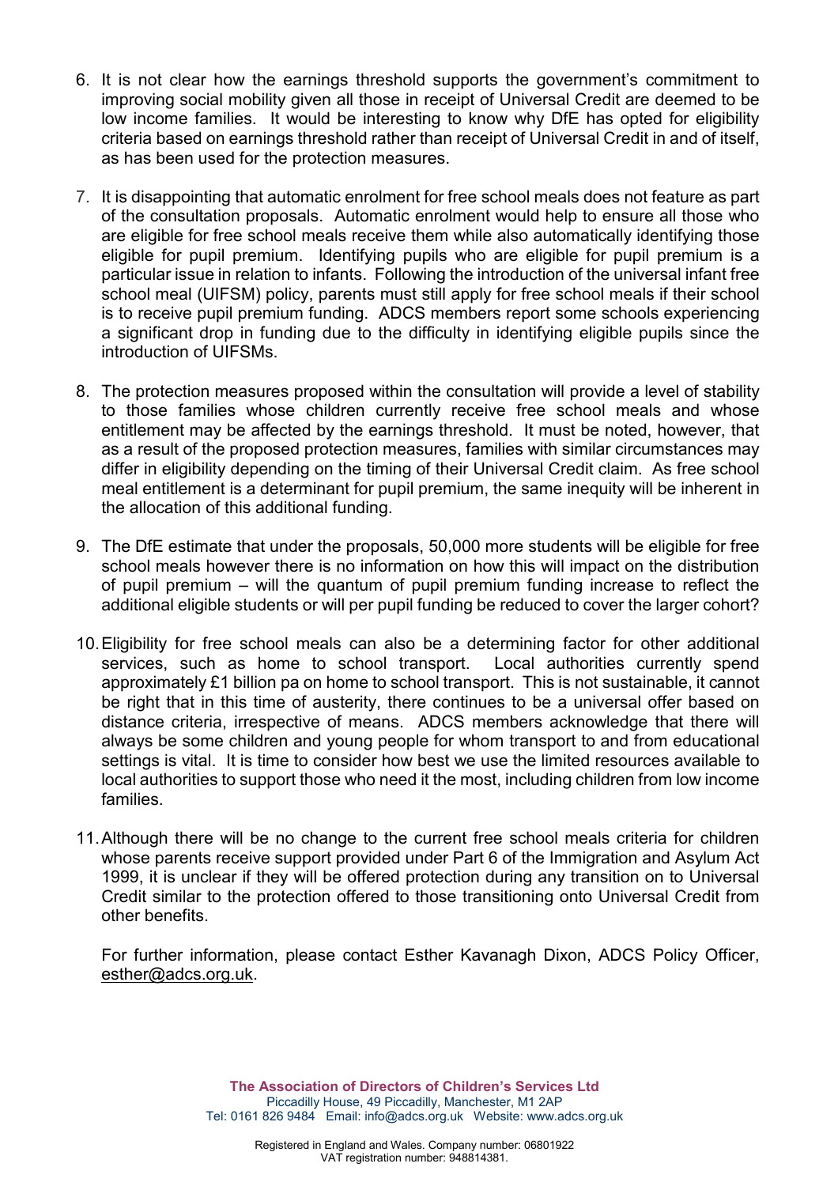6. It is not clear how the earnings threshold supports the government's commitment to improving social mobility given all those in receipt of Universal Credit are deemed to be low income families. It would be interesting to know why DfE has opted for eligibility criteria based on earnings threshold rather than receipt of Universal Credit in and of itself, as has been used for the protection measures.

7. It is disappointing that automatic enrolment for free school meals does not feature as part of the consultation proposals. Automatic enrolment would help to ensure all those who are eligible for free school meals receive them while also automatically identifying those eligible for pupil premium. Identifying pupils who are eligible for pupil premium is a particular issue in relation to infants. Following the introduction of the universal infant free school meal (UIFSM) policy, parents must still apply for free school meals if their school is to receive pupil premium funding. ADCS members report some schools experiencing a significant drop in funding due to the difficulty in identifying eligible pupils since the introduction of UIFSMs.

8. The protection measures proposed within the consultation will provide a level of stability to those families whose children currently receive free school meals and whose entitlement may be affected by the earnings threshold. It must be noted, however, that as a result of the proposed protection measures, families with similar circumstances may differ in eligibility depending on the timing of their Universal Credit claim. As free school meal entitlement is a determinant for pupil premium, the same inequity will be inherent in the allocation of this additional funding.

9. The DfE estimate that under the proposals, 50,000 more students will be eligible for free school meals however there is no information on how this will impact on the distribution of pupil premium – will the quantum of pupil premium funding increase to reflect the additional eligible students or will per pupil funding be reduced to cover the larger cohort?

10. Eligibility for free school meals can also be a determining factor for other additional services, such as home to school transport. Local authorities currently spend approximately £1 billion pa on home to school transport. This is not sustainable, it cannot be right that in this time of austerity, there continues to be a universal offer based on distance criteria, irrespective of means. ADCS members acknowledge that there will always be some children and young people for whom transport to and from educational settings is vital. It is time to consider how best we use the limited resources available to local authorities to support those who need it the most, including children from low income families.

11. Although there will be no change to the current free school meals criteria for children whose parents receive support provided under Part 6 of the Immigration and Asylum Act 1999, it is unclear if they will be offered protection during any transition on to Universal Credit similar to the protection offered to those transitioning onto Universal Credit from other benefits.

For further information, please contact Esther Kavanagh Dixon, ADCS Policy Officer, esther@adcs.org.uk.

**The Association of Directors of Children's Services Ltd**
Piccadilly House, 49 Piccadilly, Manchester, M1 2AP
Tel: 0161 826 9484 Email: info@adcs.org.uk Website: www.adcs.org.uk

Registered in England and Wales. Company number: 06801922
VAT registration number: 948814381.